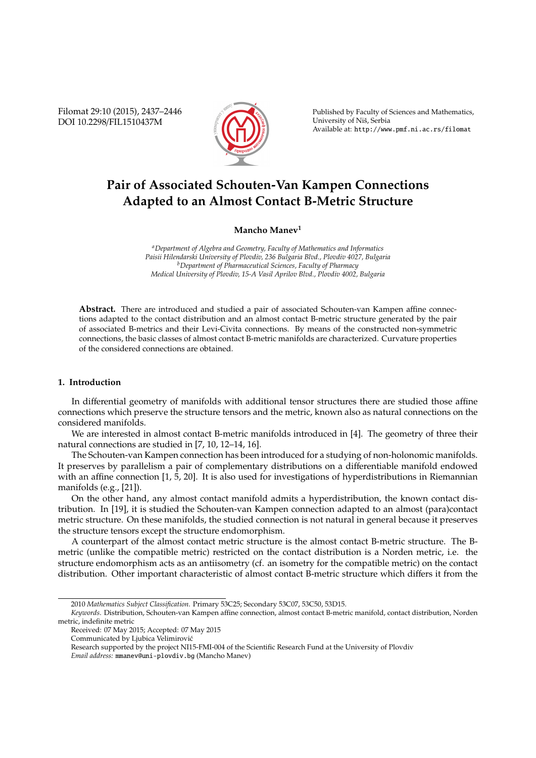# Pair of Associated Schouten-Van Kampen Connections Adapted to an Almost Contact B-Metric Structure

**Mancho Manev**[1]

*[a]Department of Algebra and Geometry, Faculty of Mathematics and Informatics*
*Paisii Hilendarski University of Plovdiv, 236 Bulgaria Blvd., Plovdiv 4027, Bulgaria*
*[b]Department of Pharmaceutical Sciences, Faculty of Pharmacy*
*Medical University of Plovdiv, 15-A Vasil Aprilov Blvd., Plovdiv 4002, Bulgaria*

**Abstract.** There are introduced and studied a pair of associated Schouten-van Kampen affine connections adapted to the contact distribution and an almost contact B-metric structure generated by the pair of associated B-metrics and their Levi-Civita connections. By means of the constructed non-symmetric connections, the basic classes of almost contact B-metric manifolds are characterized. Curvature properties of the considered connections are obtained.

## 1. Introduction

In differential geometry of manifolds with additional tensor structures there are studied those affine connections which preserve the structure tensors and the metric, known also as natural connections on the considered manifolds.

We are interested in almost contact B-metric manifolds introduced in [4]. The geometry of three their natural connections are studied in [7, 10, 12–14, 16].

The Schouten-van Kampen connection has been introduced for a studying of non-holonomic manifolds. It preserves by parallelism a pair of complementary distributions on a differentiable manifold endowed with an affine connection [1, 5, 20]. It is also used for investigations of hyperdistributions in Riemannian manifolds (e.g., [21]).

On the other hand, any almost contact manifold admits a hyperdistribution, the known contact distribution. In [19], it is studied the Schouten-van Kampen connection adapted to an almost (para)contact metric structure. On these manifolds, the studied connection is not natural in general because it preserves the structure tensors except the structure endomorphism.

A counterpart of the almost contact metric structure is the almost contact B-metric structure. The B-metric (unlike the compatible metric) restricted on the contact distribution is a Norden metric, i.e. the structure endomorphism acts as an antiisometry (cf. an isometry for the compatible metric) on the contact distribution. Other important characteristic of almost contact B-metric structure which differs it from the

---

2010 *Mathematics Subject Classification*. Primary 53C25; Secondary 53C07, 53C50, 53D15.

*Keywords*. Distribution, Schouten-van Kampen affine connection, almost contact B-metric manifold, contact distribution, Norden metric, indefinite metric

Received: 07 May 2015; Accepted: 07 May 2015

Communicated by Ljubica Velimirović

Research supported by the project NI15-FMI-004 of the Scientific Research Fund at the University of Plovdiv

*Email address:* mmanev@uni-plovdiv.bg (Mancho Manev)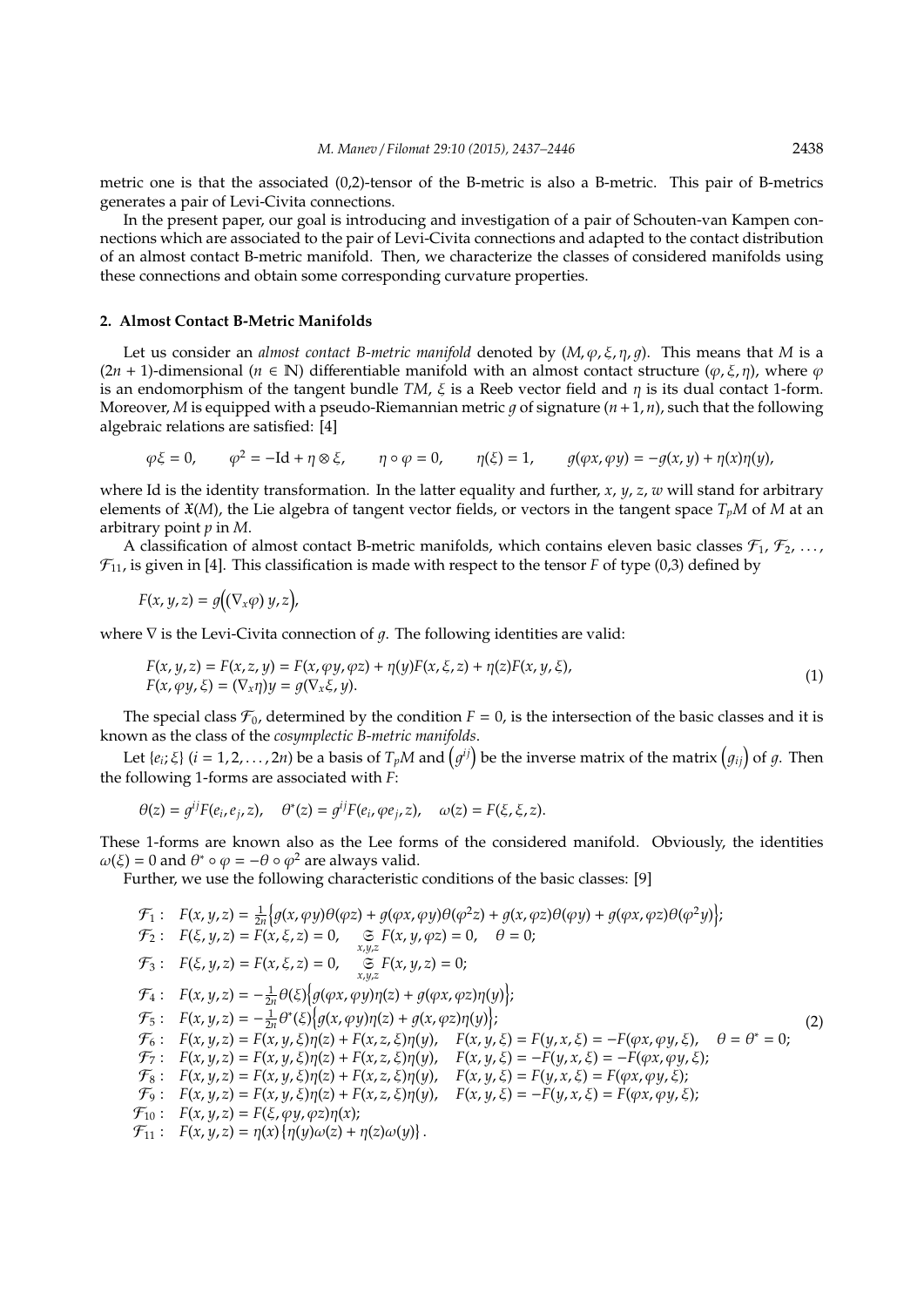metric one is that the associated (0,2)-tensor of the B-metric is also a B-metric. This pair of B-metrics generates a pair of Levi-Civita connections.

In the present paper, our goal is introducing and investigation of a pair of Schouten-van Kampen connections which are associated to the pair of Levi-Civita connections and adapted to the contact distribution of an almost contact B-metric manifold. Then, we characterize the classes of considered manifolds using these connections and obtain some corresponding curvature properties.

## 2. Almost Contact B-Metric Manifolds

Let us consider an *almost contact B-metric manifold* denoted by $(M, \varphi, \xi, \eta, g)$. This means that $M$ is a $(2n+1)$-dimensional ($n \in \mathbb{N}$) differentiable manifold with an almost contact structure $(\varphi, \xi, \eta)$, where $\varphi$ is an endomorphism of the tangent bundle $TM$, $\xi$ is a Reeb vector field and $\eta$ is its dual contact 1-form. Moreover, $M$ is equipped with a pseudo-Riemannian metric $g$ of signature $(n+1, n)$, such that the following algebraic relations are satisfied: [4]

$$\varphi\xi = 0, \qquad \varphi^2 = -\mathrm{Id} + \eta \otimes \xi, \qquad \eta \circ \varphi = 0, \qquad \eta(\xi) = 1, \qquad g(\varphi x, \varphi y) = -g(x, y) + \eta(x)\eta(y),$$

where Id is the identity transformation. In the latter equality and further, $x$, $y$, $z$, $w$ will stand for arbitrary elements of $\mathfrak{X}(M)$, the Lie algebra of tangent vector fields, or vectors in the tangent space $T_pM$ of $M$ at an arbitrary point $p$ in $M$.

A classification of almost contact B-metric manifolds, which contains eleven basic classes $\mathcal{F}_1$, $\mathcal{F}_2$, $\dots$, $\mathcal{F}_{11}$, is given in [4]. This classification is made with respect to the tensor $F$ of type (0,3) defined by

$$F(x, y, z) = g\big(\left(\nabla_x \varphi\right) y, z\big),$$

where $\nabla$ is the Levi-Civita connection of $g$. The following identities are valid:

$$\begin{array}{l} F(x, y, z) = F(x, z, y) = F(x, \varphi y, \varphi z) + \eta(y)F(x, \xi, z) + \eta(z)F(x, y, \xi), \\ F(x, \varphi y, \xi) = (\nabla_x \eta)y = g(\nabla_x \xi, y). \end{array} \tag{1}$$

The special class $\mathcal{F}_0$, determined by the condition $F = 0$, is the intersection of the basic classes and it is known as the class of the *cosymplectic B-metric manifolds*.

Let $\{e_i; \xi\}$ $(i = 1, 2, \dots, 2n)$ be a basis of $T_pM$ and $\left(g^{ij}\right)$ be the inverse matrix of the matrix $\left(g_{ij}\right)$ of $g$. Then the following 1-forms are associated with $F$:

$$\theta(z) = g^{ij}F(e_i, e_j, z), \quad \theta^*(z) = g^{ij}F(e_i, \varphi e_j, z), \quad \omega(z) = F(\xi, \xi, z).$$

These 1-forms are known also as the Lee forms of the considered manifold. Obviously, the identities $\omega(\xi) = 0$ and $\theta^* \circ \varphi = -\theta \circ \varphi^2$ are always valid.

Further, we use the following characteristic conditions of the basic classes: [9]

$$\begin{array}{ll}
\mathcal{F}_1: & F(x, y, z) = \frac{1}{2n}\big\{g(x, \varphi y)\theta(\varphi z) + g(\varphi x, \varphi y)\theta(\varphi^2 z) + g(x, \varphi z)\theta(\varphi y) + g(\varphi x, \varphi z)\theta(\varphi^2 y)\big\}; \\
\mathcal{F}_2: & F(\xi, y, z) = F(x, \xi, z) = 0, \quad \underset{x,y,z}{\mathfrak{S}} F(x, y, \varphi z) = 0, \quad \theta = 0; \\
\mathcal{F}_3: & F(\xi, y, z) = F(x, \xi, z) = 0, \quad \underset{x,y,z}{\mathfrak{S}} F(x, y, z) = 0; \\
\mathcal{F}_4: & F(x, y, z) = -\frac{1}{2n}\theta(\xi)\big\{g(\varphi x, \varphi y)\eta(z) + g(\varphi x, \varphi z)\eta(y)\big\}; \\
\mathcal{F}_5: & F(x, y, z) = -\frac{1}{2n}\theta^*(\xi)\big\{g(x, \varphi y)\eta(z) + g(x, \varphi z)\eta(y)\big\}; \\
\mathcal{F}_6: & F(x, y, z) = F(x, y, \xi)\eta(z) + F(x, z, \xi)\eta(y), \quad F(x, y, \xi) = F(y, x, \xi) = -F(\varphi x, \varphi y, \xi), \quad \theta = \theta^* = 0; \\
\mathcal{F}_7: & F(x, y, z) = F(x, y, \xi)\eta(z) + F(x, z, \xi)\eta(y), \quad F(x, y, \xi) = -F(y, x, \xi) = -F(\varphi x, \varphi y, \xi); \\
\mathcal{F}_8: & F(x, y, z) = F(x, y, \xi)\eta(z) + F(x, z, \xi)\eta(y), \quad F(x, y, \xi) = F(y, x, \xi) = F(\varphi x, \varphi y, \xi); \\
\mathcal{F}_9: & F(x, y, z) = F(x, y, \xi)\eta(z) + F(x, z, \xi)\eta(y), \quad F(x, y, \xi) = -F(y, x, \xi) = F(\varphi x, \varphi y, \xi); \\
\mathcal{F}_{10}: & F(x, y, z) = F(\xi, \varphi y, \varphi z)\eta(x); \\
\mathcal{F}_{11}: & F(x, y, z) = \eta(x)\left\{\eta(y)\omega(z) + \eta(z)\omega(y)\right\}.
\end{array} \tag{2}$$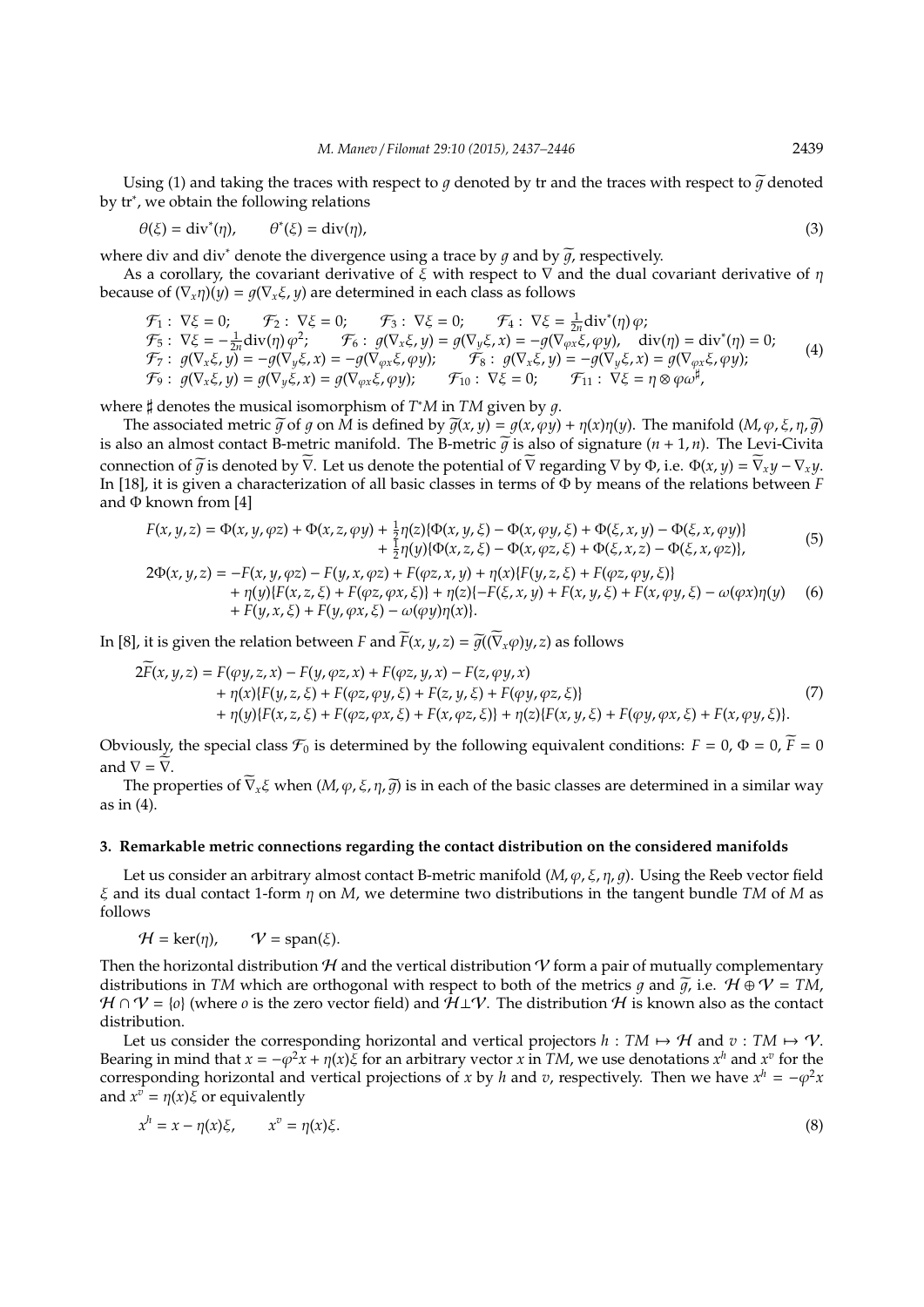Using (1) and taking the traces with respect to $g$ denoted by tr and the traces with respect to $\widetilde{g}$ denoted by tr$^*$, we obtain the following relations

$$
\theta(\xi) = \operatorname{div}^*(\eta), \qquad \theta^*(\xi) = \operatorname{div}(\eta), \tag{3}
$$

where div and div$^*$ denote the divergence using a trace by $g$ and by $\widetilde{g}$, respectively.

As a corollary, the covariant derivative of $\xi$ with respect to $\nabla$ and the dual covariant derivative of $\eta$ because of $(\nabla_x \eta)(y) = g(\nabla_x \xi, y)$ are determined in each class as follows

$$
\begin{array}{llll}
\mathcal{F}_1: \nabla\xi = 0; & \mathcal{F}_2: \nabla\xi = 0; & \mathcal{F}_3: \nabla\xi = 0; & \mathcal{F}_4: \nabla\xi = \frac{1}{2n}\operatorname{div}^*(\eta)\,\varphi; \\
\mathcal{F}_5: \nabla\xi = -\frac{1}{2n}\operatorname{div}(\eta)\,\varphi^2; & \multicolumn{3}{l}{\mathcal{F}_6: g(\nabla_x\xi, y) = g(\nabla_y\xi, x) = -g(\nabla_{\varphi x}\xi, \varphi y), \quad \operatorname{div}(\eta) = \operatorname{div}^*(\eta) = 0;} \\
\mathcal{F}_7: g(\nabla_x\xi, y) = -g(\nabla_y\xi, x) = -g(\nabla_{\varphi x}\xi, \varphi y); & \multicolumn{3}{l}{\mathcal{F}_8: g(\nabla_x\xi, y) = -g(\nabla_y\xi, x) = g(\nabla_{\varphi x}\xi, \varphi y);} \\
\mathcal{F}_9: g(\nabla_x\xi, y) = g(\nabla_y\xi, x) = g(\nabla_{\varphi x}\xi, \varphi y); & \mathcal{F}_{10}: \nabla\xi = 0; & \multicolumn{2}{l}{\mathcal{F}_{11}: \nabla\xi = \eta \otimes \varphi\omega^\sharp,}
\end{array} \tag{4}
$$

where $\sharp$ denotes the musical isomorphism of $T^*M$ in $TM$ given by $g$.

The associated metric $\widetilde{g}$ of $g$ on $M$ is defined by $\widetilde{g}(x, y) = g(x, \varphi y) + \eta(x)\eta(y)$. The manifold $(M, \varphi, \xi, \eta, \widetilde{g})$ is also an almost contact B-metric manifold. The B-metric $\widetilde{g}$ is also of signature $(n+1, n)$. The Levi-Civita connection of $\widetilde{g}$ is denoted by $\widetilde{\nabla}$. Let us denote the potential of $\widetilde{\nabla}$ regarding $\nabla$ by $\Phi$, i.e. $\Phi(x, y) = \widetilde{\nabla}_x y - \nabla_x y$. In [18], it is given a characterization of all basic classes in terms of $\Phi$ by means of the relations between $F$ and $\Phi$ known from [4]

$$
\begin{aligned}
F(x, y, z) = \Phi(x, y, \varphi z) + \Phi(x, z, \varphi y) &+ \tfrac{1}{2}\eta(z)\{\Phi(x, y, \xi) - \Phi(x, \varphi y, \xi) + \Phi(\xi, x, y) - \Phi(\xi, x, \varphi y)\} \\
&+ \tfrac{1}{2}\eta(y)\{\Phi(x, z, \xi) - \Phi(x, \varphi z, \xi) + \Phi(\xi, x, z) - \Phi(\xi, x, \varphi z)\},
\end{aligned} \tag{5}
$$

$$
\begin{aligned}
2\Phi(x, y, z) = &-F(x, y, \varphi z) - F(y, x, \varphi z) + F(\varphi z, x, y) + \eta(x)\{F(y, z, \xi) + F(\varphi z, \varphi y, \xi)\} \\
&+ \eta(y)\{F(x, z, \xi) + F(\varphi z, \varphi x, \xi)\} + \eta(z)\{-F(\xi, x, y) + F(x, y, \xi) + F(x, \varphi y, \xi) - \omega(\varphi x)\eta(y) \\
&+ F(y, x, \xi) + F(y, \varphi x, \xi) - \omega(\varphi y)\eta(x)\}.
\end{aligned} \tag{6}
$$

In [8], it is given the relation between $F$ and $\widetilde{F}(x, y, z) = \widetilde{g}((\widetilde{\nabla}_x\varphi)y, z)$ as follows

$$
\begin{aligned}
2\widetilde{F}(x, y, z) = &\ F(\varphi y, z, x) - F(y, \varphi z, x) + F(\varphi z, y, x) - F(z, \varphi y, x) \\
&+ \eta(x)\{F(y, z, \xi) + F(\varphi z, \varphi y, \xi) + F(z, y, \xi) + F(\varphi y, \varphi z, \xi)\} \\
&+ \eta(y)\{F(x, z, \xi) + F(\varphi z, \varphi x, \xi) + F(x, \varphi z, \xi)\} + \eta(z)\{F(x, y, \xi) + F(\varphi y, \varphi x, \xi) + F(x, \varphi y, \xi)\}.
\end{aligned} \tag{7}
$$

Obviously, the special class $\mathcal{F}_0$ is determined by the following equivalent conditions: $F = 0$, $\Phi = 0$, $\widetilde{F} = 0$ and $\nabla = \widetilde{\nabla}$.

The properties of $\widetilde{\nabla}_x\xi$ when $(M, \varphi, \xi, \eta, \widetilde{g})$ is in each of the basic classes are determined in a similar way as in (4).

## 3. Remarkable metric connections regarding the contact distribution on the considered manifolds

Let us consider an arbitrary almost contact B-metric manifold $(M, \varphi, \xi, \eta, g)$. Using the Reeb vector field $\xi$ and its dual contact 1-form $\eta$ on $M$, we determine two distributions in the tangent bundle $TM$ of $M$ as follows

$$
\mathcal{H} = \ker(\eta), \qquad \mathcal{V} = \operatorname{span}(\xi).
$$

Then the horizontal distribution $\mathcal{H}$ and the vertical distribution $\mathcal{V}$ form a pair of mutually complementary distributions in $TM$ which are orthogonal with respect to both of the metrics $g$ and $\widetilde{g}$, i.e. $\mathcal{H} \oplus \mathcal{V} = TM$, $\mathcal{H} \cap \mathcal{V} = \{o\}$ (where $o$ is the zero vector field) and $\mathcal{H} \perp \mathcal{V}$. The distribution $\mathcal{H}$ is known also as the contact distribution.

Let us consider the corresponding horizontal and vertical projectors $h : TM \mapsto \mathcal{H}$ and $v : TM \mapsto \mathcal{V}$. Bearing in mind that $x = -\varphi^2 x + \eta(x)\xi$ for an arbitrary vector $x$ in $TM$, we use denotations $x^h$ and $x^v$ for the corresponding horizontal and vertical projections of $x$ by $h$ and $v$, respectively. Then we have $x^h = -\varphi^2 x$ and $x^v = \eta(x)\xi$ or equivalently

$$
x^h = x - \eta(x)\xi, \qquad x^v = \eta(x)\xi. \tag{8}
$$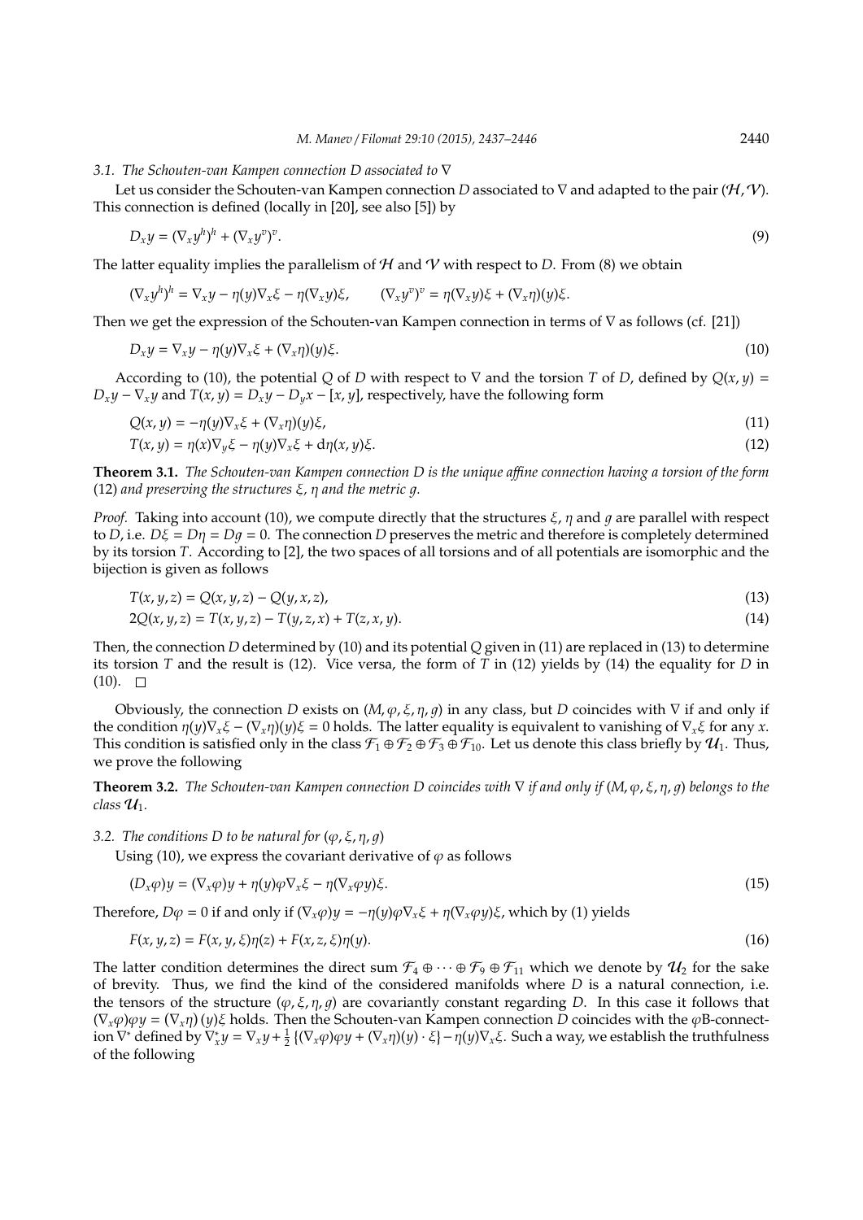### 3.1. The Schouten-van Kampen connection $D$ associated to $\nabla$

Let us consider the Schouten-van Kampen connection $D$ associated to $\nabla$ and adapted to the pair $(\mathcal{H}, \mathcal{V})$. This connection is defined (locally in [20], see also [5]) by

$$D_x y = (\nabla_x y^h)^h + (\nabla_x y^v)^v. \tag{9}$$

The latter equality implies the parallelism of $\mathcal{H}$ and $\mathcal{V}$ with respect to $D$. From (8) we obtain

$$(\nabla_x y^h)^h = \nabla_x y - \eta(y)\nabla_x \xi - \eta(\nabla_x y)\xi, \qquad (\nabla_x y^v)^v = \eta(\nabla_x y)\xi + (\nabla_x \eta)(y)\xi.$$

Then we get the expression of the Schouten-van Kampen connection in terms of $\nabla$ as follows (cf. [21])

$$D_x y = \nabla_x y - \eta(y)\nabla_x \xi + (\nabla_x \eta)(y)\xi. \tag{10}$$

According to (10), the potential $Q$ of $D$ with respect to $\nabla$ and the torsion $T$ of $D$, defined by $Q(x,y) = D_x y - \nabla_x y$ and $T(x,y) = D_x y - D_y x - [x,y]$, respectively, have the following form

$$Q(x,y) = -\eta(y)\nabla_x \xi + (\nabla_x \eta)(y)\xi, \tag{11}$$

$$T(x,y) = \eta(x)\nabla_y \xi - \eta(y)\nabla_x \xi + \mathrm{d}\eta(x,y)\xi. \tag{12}$$

**Theorem 3.1.** *The Schouten-van Kampen connection $D$ is the unique affine connection having a torsion of the form* (12) *and preserving the structures $\xi$, $\eta$ and the metric $g$.*

*Proof.* Taking into account (10), we compute directly that the structures $\xi$, $\eta$ and $g$ are parallel with respect to $D$, i.e. $D\xi = D\eta = Dg = 0$. The connection $D$ preserves the metric and therefore is completely determined by its torsion $T$. According to [2], the two spaces of all torsions and of all potentials are isomorphic and the bijection is given as follows

$$T(x,y,z) = Q(x,y,z) - Q(y,x,z), \tag{13}$$

$$2Q(x,y,z) = T(x,y,z) - T(y,z,x) + T(z,x,y). \tag{14}$$

Then, the connection $D$ determined by (10) and its potential $Q$ given in (11) are replaced in (13) to determine its torsion $T$ and the result is (12). Vice versa, the form of $T$ in (12) yields by (14) the equality for $D$ in (10). $\square$

Obviously, the connection $D$ exists on $(M, \varphi, \xi, \eta, g)$ in any class, but $D$ coincides with $\nabla$ if and only if the condition $\eta(y)\nabla_x \xi - (\nabla_x \eta)(y)\xi = 0$ holds. The latter equality is equivalent to vanishing of $\nabla_x \xi$ for any $x$. This condition is satisfied only in the class $\mathcal{F}_1 \oplus \mathcal{F}_2 \oplus \mathcal{F}_3 \oplus \mathcal{F}_{10}$. Let us denote this class briefly by $\mathcal{U}_1$. Thus, we prove the following

**Theorem 3.2.** *The Schouten-van Kampen connection $D$ coincides with $\nabla$ if and only if $(M, \varphi, \xi, \eta, g)$ belongs to the class $\mathcal{U}_1$.*

### 3.2. The conditions $D$ to be natural for $(\varphi, \xi, \eta, g)$

Using (10), we express the covariant derivative of $\varphi$ as follows

$$(D_x \varphi)y = (\nabla_x \varphi)y + \eta(y)\varphi\nabla_x \xi - \eta(\nabla_x \varphi y)\xi. \tag{15}$$

Therefore, $D\varphi = 0$ if and only if $(\nabla_x \varphi)y = -\eta(y)\varphi\nabla_x \xi + \eta(\nabla_x \varphi y)\xi$, which by (1) yields

$$F(x,y,z) = F(x,y,\xi)\eta(z) + F(x,z,\xi)\eta(y). \tag{16}$$

The latter condition determines the direct sum $\mathcal{F}_4 \oplus \cdots \oplus \mathcal{F}_9 \oplus \mathcal{F}_{11}$ which we denote by $\mathcal{U}_2$ for the sake of brevity. Thus, we find the kind of the considered manifolds where $D$ is a natural connection, i.e. the tensors of the structure $(\varphi, \xi, \eta, g)$ are covariantly constant regarding $D$. In this case it follows that $(\nabla_x \varphi)\varphi y = (\nabla_x \eta)(y)\xi$ holds. Then the Schouten-van Kampen connection $D$ coincides with the $\varphi$B-connection $\nabla^*$ defined by $\nabla^*_x y = \nabla_x y + \frac{1}{2}\{(\nabla_x \varphi)\varphi y + (\nabla_x \eta)(y) \cdot \xi\} - \eta(y)\nabla_x \xi$. Such a way, we establish the truthfulness of the following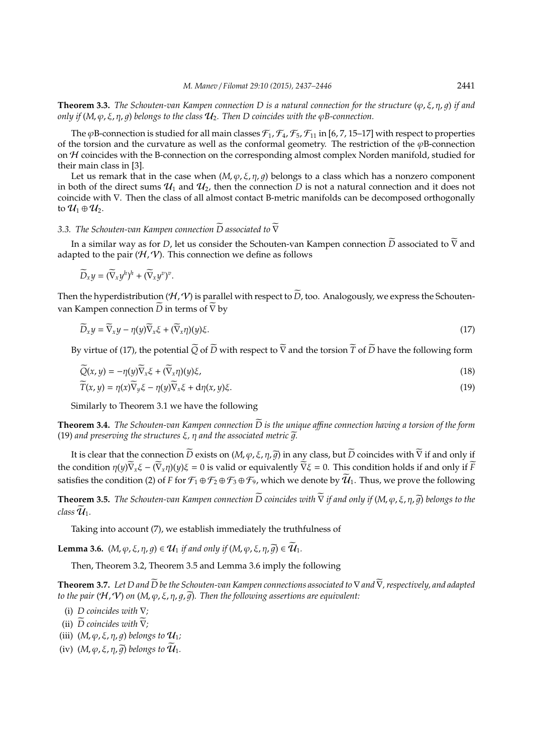**Theorem 3.3.** *The Schouten-van Kampen connection $D$ is a natural connection for the structure $(\varphi, \xi, \eta, g)$ if and only if $(M, \varphi, \xi, \eta, g)$ belongs to the class $\mathcal{U}_2$. Then $D$ coincides with the $\varphi$B-connection.*

The $\varphi$B-connection is studied for all main classes $\mathcal{F}_1, \mathcal{F}_4, \mathcal{F}_5, \mathcal{F}_{11}$ in [6, 7, 15–17] with respect to properties of the torsion and the curvature as well as the conformal geometry. The restriction of the $\varphi$B-connection on $\mathcal{H}$ coincides with the B-connection on the corresponding almost complex Norden manifold, studied for their main class in [3].

Let us remark that in the case when $(M, \varphi, \xi, \eta, g)$ belongs to a class which has a nonzero component in both of the direct sums $\mathcal{U}_1$ and $\mathcal{U}_2$, then the connection $D$ is not a natural connection and it does not coincide with $\nabla$. Then the class of all almost contact B-metric manifolds can be decomposed orthogonally to $\mathcal{U}_1 \oplus \mathcal{U}_2$.

### 3.3. The Schouten-van Kampen connection $\widetilde{D}$ associated to $\widetilde{\nabla}$

In a similar way as for $D$, let us consider the Schouten-van Kampen connection $\widetilde{D}$ associated to $\widetilde{\nabla}$ and adapted to the pair $(\mathcal{H}, \mathcal{V})$. This connection we define as follows

$$\widetilde{D}_x y = (\widetilde{\nabla}_x y^h)^h + (\widetilde{\nabla}_x y^v)^v.$$

Then the hyperdistribution $(\mathcal{H}, \mathcal{V})$ is parallel with respect to $\widetilde{D}$, too. Analogously, we express the Schouten-van Kampen connection $\widetilde{D}$ in terms of $\widetilde{\nabla}$ by

$$\widetilde{D}_x y = \widetilde{\nabla}_x y - \eta(y)\widetilde{\nabla}_x \xi + (\widetilde{\nabla}_x \eta)(y)\xi. \tag{17}$$

By virtue of (17), the potential $\widetilde{Q}$ of $\widetilde{D}$ with respect to $\widetilde{\nabla}$ and the torsion $\widetilde{T}$ of $\widetilde{D}$ have the following form

$$\widetilde{Q}(x, y) = -\eta(y)\widetilde{\nabla}_x \xi + (\widetilde{\nabla}_x \eta)(y)\xi, \tag{18}$$

$$\widetilde{T}(x, y) = \eta(x)\widetilde{\nabla}_y \xi - \eta(y)\widetilde{\nabla}_x \xi + \mathrm{d}\eta(x, y)\xi. \tag{19}$$

Similarly to Theorem 3.1 we have the following

**Theorem 3.4.** *The Schouten-van Kampen connection $\widetilde{D}$ is the unique affine connection having a torsion of the form* (19) *and preserving the structures $\xi$, $\eta$ and the associated metric $\widetilde{g}$.*

It is clear that the connection $\widetilde{D}$ exists on $(M, \varphi, \xi, \eta, \widetilde{g})$ in any class, but $\widetilde{D}$ coincides with $\widetilde{\nabla}$ if and only if the condition $\eta(y)\widetilde{\nabla}_x \xi - (\widetilde{\nabla}_x \eta)(y)\xi = 0$ is valid or equivalently $\widetilde{\nabla}\xi = 0$. This condition holds if and only if $\widetilde{F}$ satisfies the condition (2) of $F$ for $\mathcal{F}_1 \oplus \mathcal{F}_2 \oplus \mathcal{F}_3 \oplus \mathcal{F}_9$, which we denote by $\widetilde{\mathcal{U}}_1$. Thus, we prove the following

**Theorem 3.5.** *The Schouten-van Kampen connection $\widetilde{D}$ coincides with $\widetilde{\nabla}$ if and only if $(M, \varphi, \xi, \eta, \widetilde{g})$ belongs to the class $\widetilde{\mathcal{U}}_1$.*

Taking into account (7), we establish immediately the truthfulness of

**Lemma 3.6.** $(M, \varphi, \xi, \eta, g) \in \mathcal{U}_1$ *if and only if* $(M, \varphi, \xi, \eta, \widetilde{g}) \in \widetilde{\mathcal{U}}_1$.

Then, Theorem 3.2, Theorem 3.5 and Lemma 3.6 imply the following

**Theorem 3.7.** *Let $D$ and $\widetilde{D}$ be the Schouten-van Kampen connections associated to $\nabla$ and $\widetilde{\nabla}$, respectively, and adapted to the pair $(\mathcal{H}, \mathcal{V})$ on $(M, \varphi, \xi, \eta, g, \widetilde{g})$. Then the following assertions are equivalent:*

(i) *$D$ coincides with $\nabla$;*

(ii) *$\widetilde{D}$ coincides with $\widetilde{\nabla}$;*

(iii) *$(M, \varphi, \xi, \eta, g)$ belongs to $\mathcal{U}_1$;*

(iv) *$(M, \varphi, \xi, \eta, \widetilde{g})$ belongs to $\widetilde{\mathcal{U}}_1$.*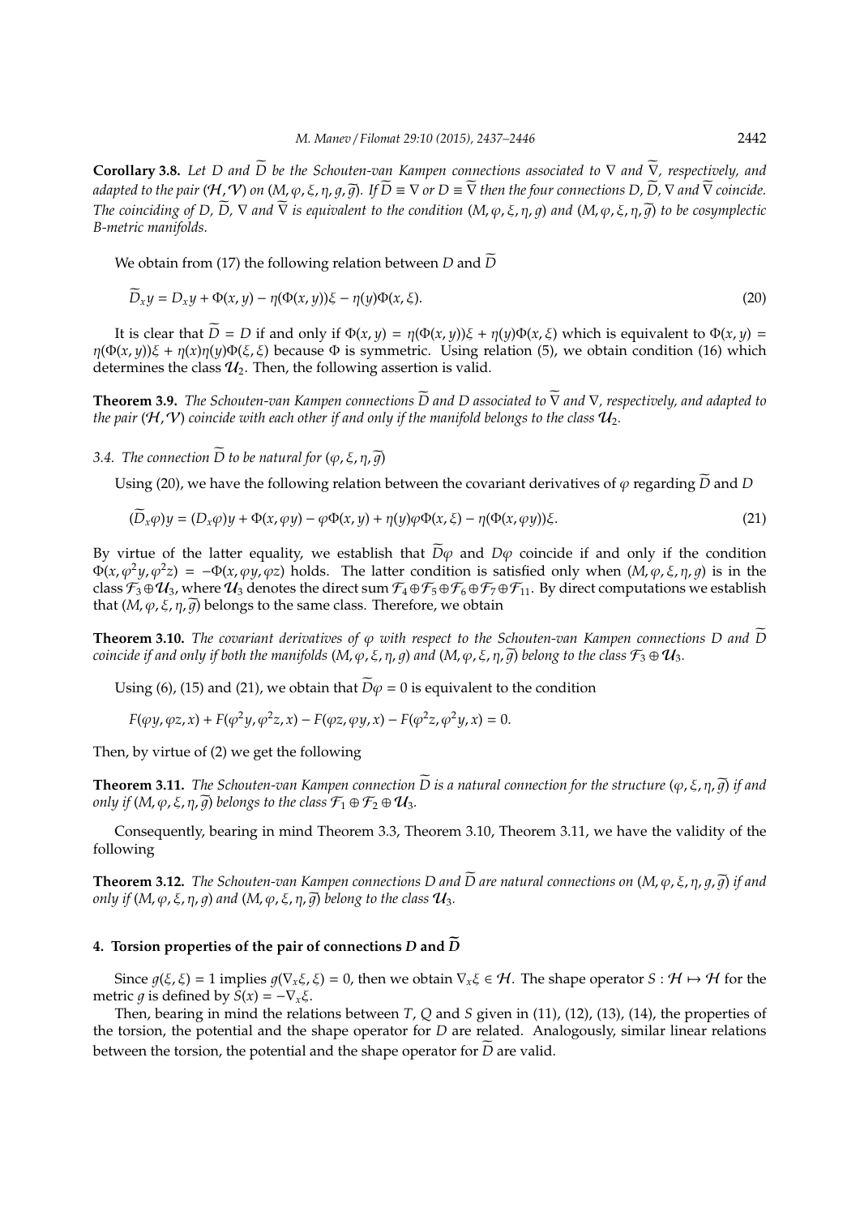**Corollary 3.8.** *Let $D$ and $\widetilde{D}$ be the Schouten-van Kampen connections associated to $\nabla$ and $\widetilde{\nabla}$, respectively, and adapted to the pair $(\mathcal{H},\mathcal{V})$ on $(M,\varphi,\xi,\eta,g,\widetilde{g})$. If $\widetilde{D}\equiv\nabla$ or $D\equiv\widetilde{\nabla}$ then the four connections $D$, $\widetilde{D}$, $\nabla$ and $\widetilde{\nabla}$ coincide. The coinciding of $D$, $\widetilde{D}$, $\nabla$ and $\widetilde{\nabla}$ is equivalent to the condition $(M,\varphi,\xi,\eta,g)$ and $(M,\varphi,\xi,\eta,\widetilde{g})$ to be cosymplectic B-metric manifolds.*

We obtain from (17) the following relation between $D$ and $\widetilde{D}$

$$\widetilde{D}_x y = D_x y + \Phi(x,y) - \eta(\Phi(x,y))\xi - \eta(y)\Phi(x,\xi). \tag{20}$$

It is clear that $\widetilde{D}=D$ if and only if $\Phi(x,y)=\eta(\Phi(x,y))\xi+\eta(y)\Phi(x,\xi)$ which is equivalent to $\Phi(x,y)=\eta(\Phi(x,y))\xi+\eta(x)\eta(y)\Phi(\xi,\xi)$ because $\Phi$ is symmetric. Using relation (5), we obtain condition (16) which determines the class $\mathcal{U}_2$. Then, the following assertion is valid.

**Theorem 3.9.** *The Schouten-van Kampen connections $\widetilde{D}$ and $D$ associated to $\widetilde{\nabla}$ and $\nabla$, respectively, and adapted to the pair $(\mathcal{H},\mathcal{V})$ coincide with each other if and only if the manifold belongs to the class $\mathcal{U}_2$.*

*3.4. The connection $\widetilde{D}$ to be natural for $(\varphi,\xi,\eta,\widetilde{g})$*

Using (20), we have the following relation between the covariant derivatives of $\varphi$ regarding $\widetilde{D}$ and $D$

$$(\widetilde{D}_x\varphi)y = (D_x\varphi)y + \Phi(x,\varphi y) - \varphi\Phi(x,y) + \eta(y)\varphi\Phi(x,\xi) - \eta(\Phi(x,\varphi y))\xi. \tag{21}$$

By virtue of the latter equality, we establish that $\widetilde{D}\varphi$ and $D\varphi$ coincide if and only if the condition $\Phi(x,\varphi^2 y,\varphi^2 z) = -\Phi(x,\varphi y,\varphi z)$ holds. The latter condition is satisfied only when $(M,\varphi,\xi,\eta,g)$ is in the class $\mathcal{F}_3\oplus\mathcal{U}_3$, where $\mathcal{U}_3$ denotes the direct sum $\mathcal{F}_4\oplus\mathcal{F}_5\oplus\mathcal{F}_6\oplus\mathcal{F}_7\oplus\mathcal{F}_{11}$. By direct computations we establish that $(M,\varphi,\xi,\eta,\widetilde{g})$ belongs to the same class. Therefore, we obtain

**Theorem 3.10.** *The covariant derivatives of $\varphi$ with respect to the Schouten-van Kampen connections $D$ and $\widetilde{D}$ coincide if and only if both the manifolds $(M,\varphi,\xi,\eta,g)$ and $(M,\varphi,\xi,\eta,\widetilde{g})$ belong to the class $\mathcal{F}_3\oplus\mathcal{U}_3$.*

Using (6), (15) and (21), we obtain that $\widetilde{D}\varphi=0$ is equivalent to the condition

$$F(\varphi y,\varphi z,x) + F(\varphi^2 y,\varphi^2 z,x) - F(\varphi z,\varphi y,x) - F(\varphi^2 z,\varphi^2 y,x) = 0.$$

Then, by virtue of (2) we get the following

**Theorem 3.11.** *The Schouten-van Kampen connection $\widetilde{D}$ is a natural connection for the structure $(\varphi,\xi,\eta,\widetilde{g})$ if and only if $(M,\varphi,\xi,\eta,\widetilde{g})$ belongs to the class $\mathcal{F}_1\oplus\mathcal{F}_2\oplus\mathcal{U}_3$.*

Consequently, bearing in mind Theorem 3.3, Theorem 3.10, Theorem 3.11, we have the validity of the following

**Theorem 3.12.** *The Schouten-van Kampen connections $D$ and $\widetilde{D}$ are natural connections on $(M,\varphi,\xi,\eta,g,\widetilde{g})$ if and only if $(M,\varphi,\xi,\eta,g)$ and $(M,\varphi,\xi,\eta,\widetilde{g})$ belong to the class $\mathcal{U}_3$.*

## 4. Torsion properties of the pair of connections $D$ and $\widetilde{D}$

Since $g(\xi,\xi)=1$ implies $g(\nabla_x\xi,\xi)=0$, then we obtain $\nabla_x\xi\in\mathcal{H}$. The shape operator $S:\mathcal{H}\mapsto\mathcal{H}$ for the metric $g$ is defined by $S(x)=-\nabla_x\xi$.

Then, bearing in mind the relations between $T$, $Q$ and $S$ given in (11), (12), (13), (14), the properties of the torsion, the potential and the shape operator for $D$ are related. Analogously, similar linear relations between the torsion, the potential and the shape operator for $\widetilde{D}$ are valid.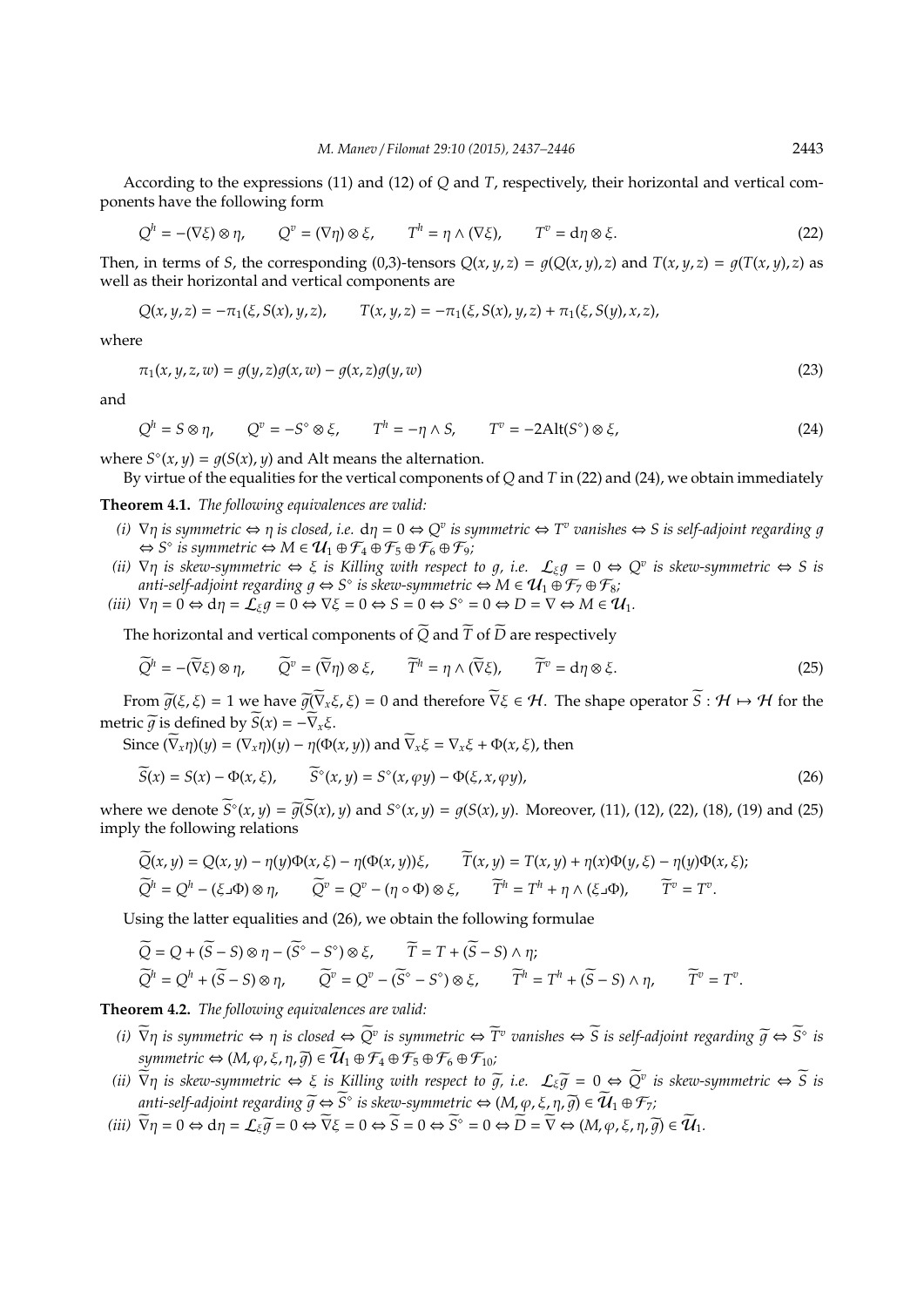According to the expressions (11) and (12) of $Q$ and $T$, respectively, their horizontal and vertical components have the following form

$$Q^h = -(\nabla\xi)\otimes\eta, \qquad Q^v = (\nabla\eta)\otimes\xi, \qquad T^h = \eta\wedge(\nabla\xi), \qquad T^v = \mathrm{d}\eta\otimes\xi. \tag{22}$$

Then, in terms of $S$, the corresponding (0,3)-tensors $Q(x,y,z) = g(Q(x,y),z)$ and $T(x,y,z) = g(T(x,y),z)$ as well as their horizontal and vertical components are

$$Q(x,y,z) = -\pi_1(\xi, S(x), y, z), \qquad T(x,y,z) = -\pi_1(\xi, S(x), y, z) + \pi_1(\xi, S(y), x, z),$$

where

$$\pi_1(x,y,z,w) = g(y,z)g(x,w) - g(x,z)g(y,w) \tag{23}$$

and

$$Q^h = S\otimes\eta, \qquad Q^v = -S^\circ\otimes\xi, \qquad T^h = -\eta\wedge S, \qquad T^v = -2\mathrm{Alt}(S^\circ)\otimes\xi, \tag{24}$$

where $S^\circ(x,y) = g(S(x),y)$ and Alt means the alternation.

By virtue of the equalities for the vertical components of $Q$ and $T$ in (22) and (24), we obtain immediately

**Theorem 4.1.** *The following equivalences are valid:*

*(i)* $\nabla\eta$ *is symmetric* $\Leftrightarrow$ $\eta$ *is closed, i.e.* $\mathrm{d}\eta = 0 \Leftrightarrow Q^v$ *is symmetric* $\Leftrightarrow T^v$ *vanishes* $\Leftrightarrow S$ *is self-adjoint regarding* $g$ $\Leftrightarrow S^\circ$ *is symmetric* $\Leftrightarrow M \in \mathcal{U}_1\oplus\mathcal{F}_4\oplus\mathcal{F}_5\oplus\mathcal{F}_6\oplus\mathcal{F}_9$;

*(ii)* $\nabla\eta$ *is skew-symmetric* $\Leftrightarrow$ $\xi$ *is Killing with respect to* $g$, *i.e.* $\mathcal{L}_\xi g = 0 \Leftrightarrow Q^v$ *is skew-symmetric* $\Leftrightarrow S$ *is anti-self-adjoint regarding* $g \Leftrightarrow S^\circ$ *is skew-symmetric* $\Leftrightarrow M\in\mathcal{U}_1\oplus\mathcal{F}_7\oplus\mathcal{F}_8$;

*(iii)* $\nabla\eta = 0 \Leftrightarrow \mathrm{d}\eta = \mathcal{L}_\xi g = 0 \Leftrightarrow \nabla\xi = 0 \Leftrightarrow S = 0 \Leftrightarrow S^\circ = 0 \Leftrightarrow D = \nabla \Leftrightarrow M\in\mathcal{U}_1$.

The horizontal and vertical components of $\widetilde{Q}$ and $\widetilde{T}$ of $\widetilde{D}$ are respectively

$$\widetilde{Q}^h = -(\widetilde{\nabla}\xi)\otimes\eta, \qquad \widetilde{Q}^v = (\widetilde{\nabla}\eta)\otimes\xi, \qquad \widetilde{T}^h = \eta\wedge(\widetilde{\nabla}\xi), \qquad \widetilde{T}^v = \mathrm{d}\eta\otimes\xi. \tag{25}$$

From $\widetilde{g}(\xi,\xi) = 1$ we have $\widetilde{g}(\widetilde{\nabla}_x\xi,\xi) = 0$ and therefore $\widetilde{\nabla}\xi\in\mathcal{H}$. The shape operator $\widetilde{S}:\mathcal{H}\mapsto\mathcal{H}$ for the metric $\widetilde{g}$ is defined by $\widetilde{S}(x) = -\widetilde{\nabla}_x\xi$.

Since $(\widetilde{\nabla}_x\eta)(y) = (\nabla_x\eta)(y) - \eta(\Phi(x,y))$ and $\widetilde{\nabla}_x\xi = \nabla_x\xi + \Phi(x,\xi)$, then

$$\widetilde{S}(x) = S(x) - \Phi(x,\xi), \qquad \widetilde{S}^\circ(x,y) = S^\circ(x,\varphi y) - \Phi(\xi,x,\varphi y), \tag{26}$$

where we denote $\widetilde{S}^\circ(x,y) = \widetilde{g}(\widetilde{S}(x),y)$ and $S^\circ(x,y) = g(S(x),y)$. Moreover, (11), (12), (22), (18), (19) and (25) imply the following relations

$$\widetilde{Q}(x,y) = Q(x,y) - \eta(y)\Phi(x,\xi) - \eta(\Phi(x,y))\xi, \qquad \widetilde{T}(x,y) = T(x,y) + \eta(x)\Phi(y,\xi) - \eta(y)\Phi(x,\xi);$$

$$\widetilde{Q}^h = Q^h - (\xi\lrcorner\Phi)\otimes\eta, \qquad \widetilde{Q}^v = Q^v - (\eta\circ\Phi)\otimes\xi, \qquad \widetilde{T}^h = T^h + \eta\wedge(\xi\lrcorner\Phi), \qquad \widetilde{T}^v = T^v.$$

Using the latter equalities and (26), we obtain the following formulae

$$\widetilde{Q} = Q + (\widetilde{S} - S)\otimes\eta - (\widetilde{S}^\circ - S^\circ)\otimes\xi, \qquad \widetilde{T} = T + (\widetilde{S} - S)\wedge\eta;$$

$$\widetilde{Q}^h = Q^h + (\widetilde{S} - S)\otimes\eta, \qquad \widetilde{Q}^v = Q^v - (\widetilde{S}^\circ - S^\circ)\otimes\xi, \qquad \widetilde{T}^h = T^h + (\widetilde{S} - S)\wedge\eta, \qquad \widetilde{T}^v = T^v.$$

**Theorem 4.2.** *The following equivalences are valid:*

*(i)* $\widetilde{\nabla}\eta$ *is symmetric* $\Leftrightarrow$ $\eta$ *is closed* $\Leftrightarrow \widetilde{Q}^v$ *is symmetric* $\Leftrightarrow \widetilde{T}^v$ *vanishes* $\Leftrightarrow \widetilde{S}$ *is self-adjoint regarding* $\widetilde{g} \Leftrightarrow \widetilde{S}^\circ$ *is symmetric* $\Leftrightarrow (M,\varphi,\xi,\eta,\widetilde{g})\in\widetilde{\mathcal{U}}_1\oplus\mathcal{F}_4\oplus\mathcal{F}_5\oplus\mathcal{F}_6\oplus\mathcal{F}_{10}$;

*(ii)* $\widetilde{\nabla}\eta$ *is skew-symmetric* $\Leftrightarrow$ $\xi$ *is Killing with respect to* $\widetilde{g}$, *i.e.* $\mathcal{L}_\xi\widetilde{g} = 0 \Leftrightarrow \widetilde{Q}^v$ *is skew-symmetric* $\Leftrightarrow \widetilde{S}$ *is anti-self-adjoint regarding* $\widetilde{g} \Leftrightarrow \widetilde{S}^\circ$ *is skew-symmetric* $\Leftrightarrow (M,\varphi,\xi,\eta,\widetilde{g})\in\widetilde{\mathcal{U}}_1\oplus\mathcal{F}_7$;

*(iii)* $\widetilde{\nabla}\eta = 0 \Leftrightarrow \mathrm{d}\eta = \mathcal{L}_\xi\widetilde{g} = 0 \Leftrightarrow \widetilde{\nabla}\xi = 0 \Leftrightarrow \widetilde{S} = 0 \Leftrightarrow \widetilde{S}^\circ = 0 \Leftrightarrow \widetilde{D} = \widetilde{\nabla} \Leftrightarrow (M,\varphi,\xi,\eta,\widetilde{g})\in\widetilde{\mathcal{U}}_1$.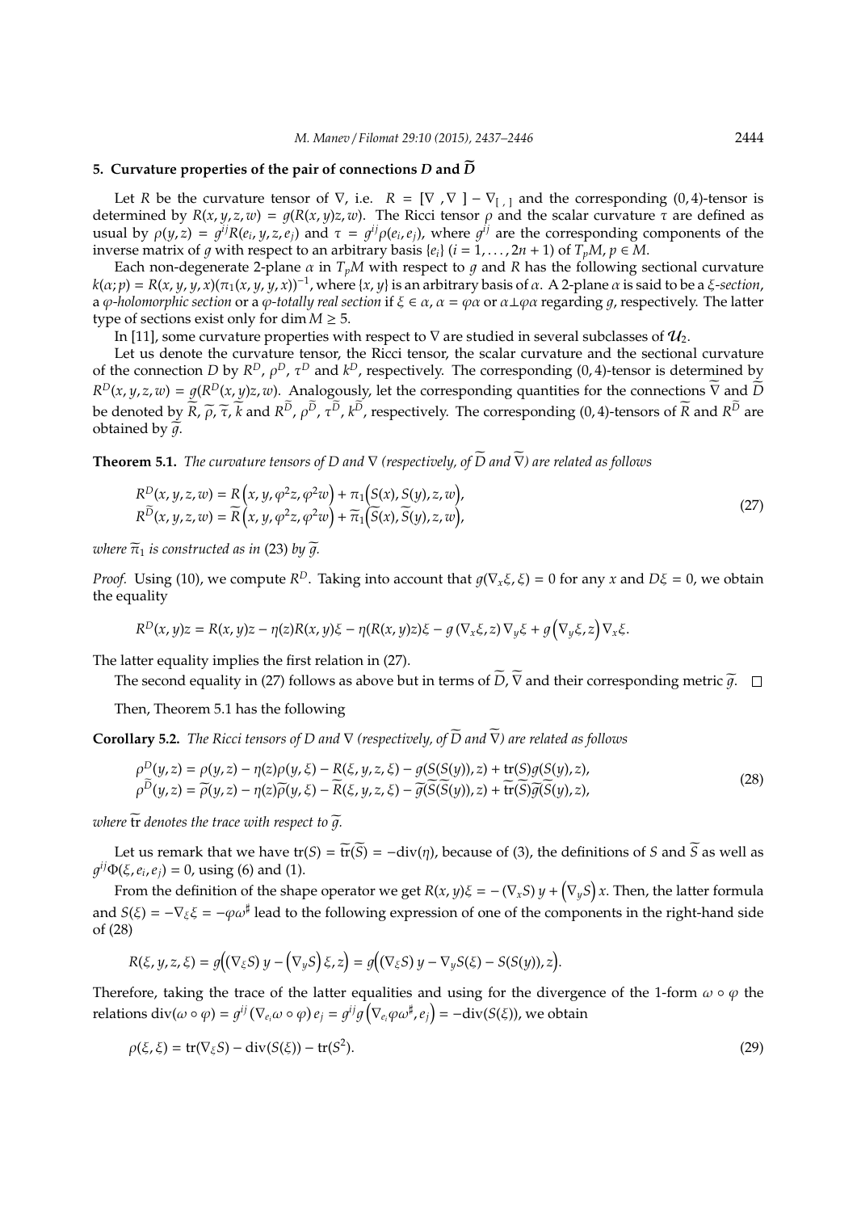## 5. Curvature properties of the pair of connections $D$ and $\widetilde{D}$

Let $R$ be the curvature tensor of $\nabla$, i.e. $R = [\nabla\ , \nabla\ ] - \nabla_{[\ ,\ ]}$ and the corresponding $(0,4)$-tensor is determined by $R(x,y,z,w) = g(R(x,y)z,w)$. The Ricci tensor $\rho$ and the scalar curvature $\tau$ are defined as usual by $\rho(y,z) = g^{ij}R(e_i,y,z,e_j)$ and $\tau = g^{ij}\rho(e_i,e_j)$, where $g^{ij}$ are the corresponding components of the inverse matrix of $g$ with respect to an arbitrary basis $\{e_i\}$ $(i = 1,\dots,2n+1)$ of $T_pM$, $p \in M$.

Each non-degenerate 2-plane $\alpha$ in $T_pM$ with respect to $g$ and $R$ has the following sectional curvature $k(\alpha;p) = R(x,y,y,x)(\pi_1(x,y,y,x))^{-1}$, where $\{x,y\}$ is an arbitrary basis of $\alpha$. A 2-plane $\alpha$ is said to be a *$\xi$-section*, a *$\varphi$-holomorphic section* or a *$\varphi$-totally real section* if $\xi \in \alpha$, $\alpha = \varphi\alpha$ or $\alpha \bot \varphi\alpha$ regarding $g$, respectively. The latter type of sections exist only for $\dim M \geq 5$.

In [11], some curvature properties with respect to $\nabla$ are studied in several subclasses of $\mathcal{U}_2$.

Let us denote the curvature tensor, the Ricci tensor, the scalar curvature and the sectional curvature of the connection $D$ by $R^D$, $\rho^D$, $\tau^D$ and $k^D$, respectively. The corresponding $(0,4)$-tensor is determined by $R^D(x,y,z,w) = g(R^D(x,y)z,w)$. Analogously, let the corresponding quantities for the connections $\widetilde{\nabla}$ and $\widetilde{D}$ be denoted by $\widetilde{R}$, $\widetilde{\rho}$, $\widetilde{\tau}$, $\widetilde{k}$ and $R^{\widetilde{D}}$, $\rho^{\widetilde{D}}$, $\tau^{\widetilde{D}}$, $k^{\widetilde{D}}$, respectively. The corresponding $(0,4)$-tensors of $\widetilde{R}$ and $R^{\widetilde{D}}$ are obtained by $\widetilde{g}$.

**Theorem 5.1.** *The curvature tensors of $D$ and $\nabla$ (respectively, of $\widetilde{D}$ and $\widetilde{\nabla}$) are related as follows*

$$
\begin{aligned}
R^D(x,y,z,w) &= R\left(x,y,\varphi^2 z,\varphi^2 w\right) + \pi_1\left(S(x),S(y),z,w\right),\\
R^{\widetilde{D}}(x,y,z,w) &= \widetilde{R}\left(x,y,\varphi^2 z,\varphi^2 w\right) + \widetilde{\pi}_1\left(\widetilde{S}(x),\widetilde{S}(y),z,w\right),
\end{aligned}
\tag{27}
$$

*where $\widetilde{\pi}_1$ is constructed as in* (23) *by $\widetilde{g}$.*

*Proof.* Using (10), we compute $R^D$. Taking into account that $g(\nabla_x\xi,\xi) = 0$ for any $x$ and $D\xi = 0$, we obtain the equality

$$
R^D(x,y)z = R(x,y)z - \eta(z)R(x,y)\xi - \eta(R(x,y)z)\xi - g\left(\nabla_x\xi,z\right)\nabla_y\xi + g\left(\nabla_y\xi,z\right)\nabla_x\xi.
$$

The latter equality implies the first relation in (27).

The second equality in (27) follows as above but in terms of $\widetilde{D}$, $\widetilde{\nabla}$ and their corresponding metric $\widetilde{g}$. $\square$

Then, Theorem 5.1 has the following

**Corollary 5.2.** *The Ricci tensors of $D$ and $\nabla$ (respectively, of $\widetilde{D}$ and $\widetilde{\nabla}$) are related as follows*

$$
\begin{aligned}
\rho^D(y,z) &= \rho(y,z) - \eta(z)\rho(y,\xi) - R(\xi,y,z,\xi) - g(S(S(y)),z) + \mathrm{tr}(S)g(S(y),z),\\
\rho^{\widetilde{D}}(y,z) &= \widetilde{\rho}(y,z) - \eta(z)\widetilde{\rho}(y,\xi) - \widetilde{R}(\xi,y,z,\xi) - \widetilde{g}(\widetilde{S}(\widetilde{S}(y)),z) + \widetilde{\mathrm{tr}}(\widetilde{S})\widetilde{g}(\widetilde{S}(y),z),
\end{aligned}
\tag{28}
$$

*where $\widetilde{\mathrm{tr}}$ denotes the trace with respect to $\widetilde{g}$.*

Let us remark that we have $\mathrm{tr}(S) = \widetilde{\mathrm{tr}}(\widetilde{S}) = -\mathrm{div}(\eta)$, because of (3), the definitions of $S$ and $\widetilde{S}$ as well as $g^{ij}\Phi(\xi,e_i,e_j) = 0$, using (6) and (1).

From the definition of the shape operator we get $R(x,y)\xi = -\left(\nabla_x S\right)y + \left(\nabla_y S\right)x$. Then, the latter formula and $S(\xi) = -\nabla_\xi\xi = -\varphi\omega^\sharp$ lead to the following expression of one of the components in the right-hand side of (28)

$$
R(\xi,y,z,\xi) = g\left(\left(\nabla_\xi S\right)y - \left(\nabla_y S\right)\xi, z\right) = g\left(\left(\nabla_\xi S\right)y - \nabla_y S(\xi) - S(S(y)), z\right).
$$

Therefore, taking the trace of the latter equalities and using for the divergence of the 1-form $\omega \circ \varphi$ the relations $\mathrm{div}(\omega\circ\varphi) = g^{ij}\left(\nabla_{e_i}\omega\circ\varphi\right)e_j = g^{ij}g\left(\nabla_{e_i}\varphi\omega^\sharp, e_j\right) = -\mathrm{div}(S(\xi))$, we obtain

$$
\rho(\xi,\xi) = \mathrm{tr}(\nabla_\xi S) - \mathrm{div}(S(\xi)) - \mathrm{tr}(S^2).
\tag{29}
$$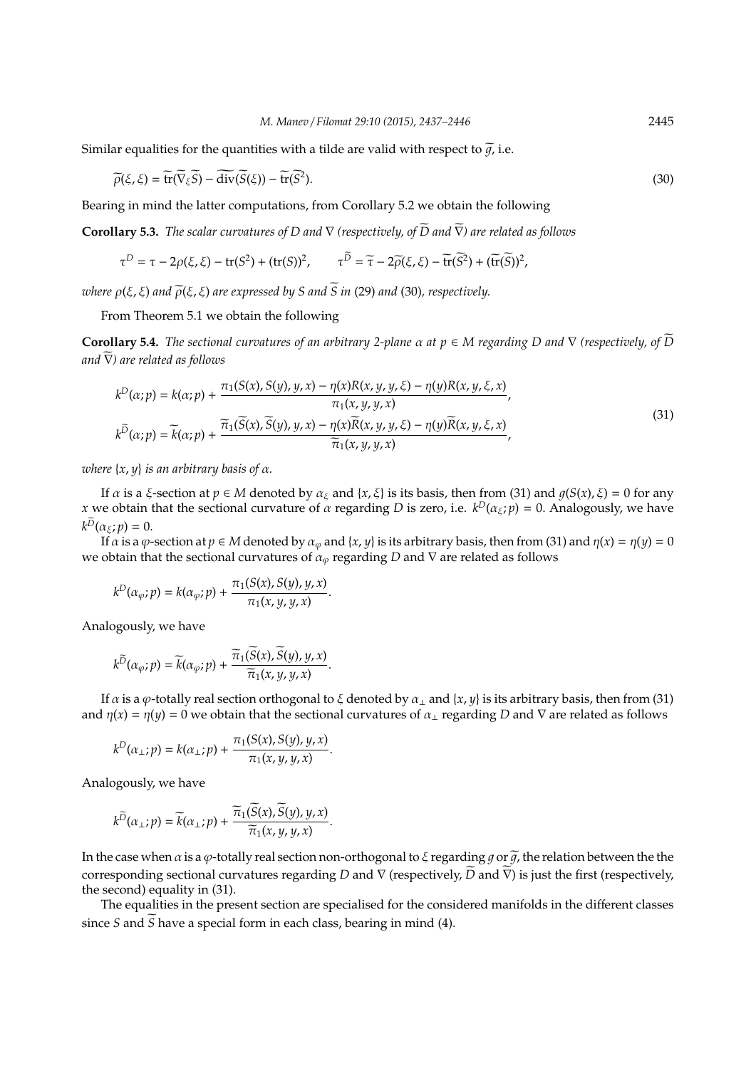Similar equalities for the quantities with a tilde are valid with respect to $\widetilde{g}$, i.e.

$$\widetilde{\rho}(\xi,\xi) = \widetilde{\mathrm{tr}}(\widetilde{\nabla}_\xi \widetilde{S}) - \widetilde{\mathrm{div}}(\widetilde{S}(\xi)) - \widetilde{\mathrm{tr}}(\widetilde{S}^2). \tag{30}$$

Bearing in mind the latter computations, from Corollary 5.2 we obtain the following

**Corollary 5.3.** *The scalar curvatures of $D$ and $\nabla$ (respectively, of $\widetilde{D}$ and $\widetilde{\nabla}$) are related as follows*

$$\tau^D = \tau - 2\rho(\xi,\xi) - \mathrm{tr}(S^2) + (\mathrm{tr}(S))^2, \qquad \tau^{\widetilde{D}} = \widetilde{\tau} - 2\widetilde{\rho}(\xi,\xi) - \widetilde{\mathrm{tr}}(\widetilde{S}^2) + (\widetilde{\mathrm{tr}}(\widetilde{S}))^2,$$

*where $\rho(\xi,\xi)$ and $\widetilde{\rho}(\xi,\xi)$ are expressed by $S$ and $\widetilde{S}$ in* (29) *and* (30)*, respectively.*

From Theorem 5.1 we obtain the following

**Corollary 5.4.** *The sectional curvatures of an arbitrary 2-plane $\alpha$ at $p \in M$ regarding $D$ and $\nabla$ (respectively, of $\widetilde{D}$ and $\widetilde{\nabla}$) are related as follows*

$$\begin{aligned}
k^D(\alpha;p) &= k(\alpha;p) + \frac{\pi_1(S(x),S(y),y,x) - \eta(x)R(x,y,y,\xi) - \eta(y)R(x,y,\xi,x)}{\pi_1(x,y,y,x)},\\
k^{\widetilde{D}}(\alpha;p) &= \widetilde{k}(\alpha;p) + \frac{\widetilde{\pi}_1(\widetilde{S}(x),\widetilde{S}(y),y,x) - \eta(x)\widetilde{R}(x,y,y,\xi) - \eta(y)\widetilde{R}(x,y,\xi,x)}{\widetilde{\pi}_1(x,y,y,x)},
\end{aligned} \tag{31}$$

*where $\{x,y\}$ is an arbitrary basis of $\alpha$.*

If $\alpha$ is a $\xi$-section at $p \in M$ denoted by $\alpha_\xi$ and $\{x,\xi\}$ is its basis, then from (31) and $g(S(x),\xi) = 0$ for any $x$ we obtain that the sectional curvature of $\alpha$ regarding $D$ is zero, i.e. $k^D(\alpha_\xi;p) = 0$. Analogously, we have $k^{\widetilde{D}}(\alpha_\xi;p) = 0$.

If $\alpha$ is a $\varphi$-section at $p \in M$ denoted by $\alpha_\varphi$ and $\{x,y\}$ is its arbitrary basis, then from (31) and $\eta(x) = \eta(y) = 0$ we obtain that the sectional curvatures of $\alpha_\varphi$ regarding $D$ and $\nabla$ are related as follows

$$k^D(\alpha_\varphi;p) = k(\alpha_\varphi;p) + \frac{\pi_1(S(x),S(y),y,x)}{\pi_1(x,y,y,x)}.$$

Analogously, we have

$$k^{\widetilde{D}}(\alpha_\varphi;p) = \widetilde{k}(\alpha_\varphi;p) + \frac{\widetilde{\pi}_1(\widetilde{S}(x),\widetilde{S}(y),y,x)}{\widetilde{\pi}_1(x,y,y,x)}.$$

If $\alpha$ is a $\varphi$-totally real section orthogonal to $\xi$ denoted by $\alpha_\perp$ and $\{x,y\}$ is its arbitrary basis, then from (31) and $\eta(x) = \eta(y) = 0$ we obtain that the sectional curvatures of $\alpha_\perp$ regarding $D$ and $\nabla$ are related as follows

$$k^D(\alpha_\perp;p) = k(\alpha_\perp;p) + \frac{\pi_1(S(x),S(y),y,x)}{\pi_1(x,y,y,x)}.$$

Analogously, we have

$$k^{\widetilde{D}}(\alpha_\perp;p) = \widetilde{k}(\alpha_\perp;p) + \frac{\widetilde{\pi}_1(\widetilde{S}(x),\widetilde{S}(y),y,x)}{\widetilde{\pi}_1(x,y,y,x)}.$$

In the case when $\alpha$ is a $\varphi$-totally real section non-orthogonal to $\xi$ regarding $g$ or $\widetilde{g}$, the relation between the the corresponding sectional curvatures regarding $D$ and $\nabla$ (respectively, $\widetilde{D}$ and $\widetilde{\nabla}$) is just the first (respectively, the second) equality in (31).

The equalities in the present section are specialised for the considered manifolds in the different classes since $S$ and $\widetilde{S}$ have a special form in each class, bearing in mind (4).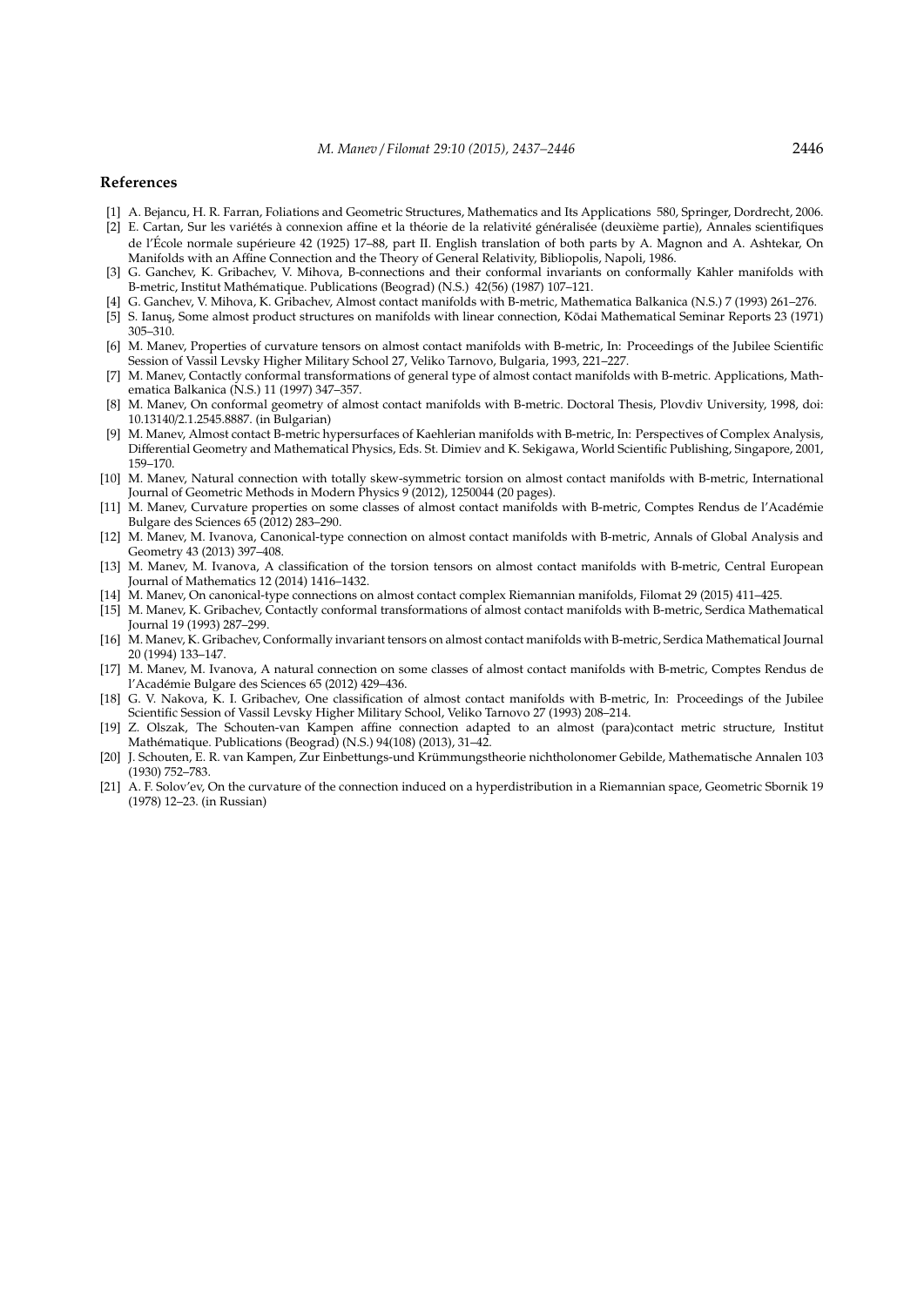## References

[1] A. Bejancu, H. R. Farran, Foliations and Geometric Structures, Mathematics and Its Applications 580, Springer, Dordrecht, 2006.

[2] E. Cartan, Sur les variétés à connexion affine et la théorie de la relativité généralisée (deuxième partie), Annales scientifiques de l'École normale supérieure 42 (1925) 17–88, part II. English translation of both parts by A. Magnon and A. Ashtekar, On Manifolds with an Affine Connection and the Theory of General Relativity, Bibliopolis, Napoli, 1986.

[3] G. Ganchev, K. Gribachev, V. Mihova, B-connections and their conformal invariants on conformally Kähler manifolds with B-metric, Institut Mathématique. Publications (Beograd) (N.S.) 42(56) (1987) 107–121.

[4] G. Ganchev, V. Mihova, K. Gribachev, Almost contact manifolds with B-metric, Mathematica Balkanica (N.S.) 7 (1993) 261–276.

[5] S. Ianuş, Some almost product structures on manifolds with linear connection, Kōdai Mathematical Seminar Reports 23 (1971) 305–310.

[6] M. Manev, Properties of curvature tensors on almost contact manifolds with B-metric, In: Proceedings of the Jubilee Scientific Session of Vassil Levsky Higher Military School 27, Veliko Tarnovo, Bulgaria, 1993, 221–227.

[7] M. Manev, Contactly conformal transformations of general type of almost contact manifolds with B-metric. Applications, Mathematica Balkanica (N.S.) 11 (1997) 347–357.

[8] M. Manev, On conformal geometry of almost contact manifolds with B-metric. Doctoral Thesis, Plovdiv University, 1998, doi: 10.13140/2.1.2545.8887. (in Bulgarian)

[9] M. Manev, Almost contact B-metric hypersurfaces of Kaehlerian manifolds with B-metric, In: Perspectives of Complex Analysis, Differential Geometry and Mathematical Physics, Eds. St. Dimiev and K. Sekigawa, World Scientific Publishing, Singapore, 2001, 159–170.

[10] M. Manev, Natural connection with totally skew-symmetric torsion on almost contact manifolds with B-metric, International Journal of Geometric Methods in Modern Physics 9 (2012), 1250044 (20 pages).

[11] M. Manev, Curvature properties on some classes of almost contact manifolds with B-metric, Comptes Rendus de l'Académie Bulgare des Sciences 65 (2012) 283–290.

[12] M. Manev, M. Ivanova, Canonical-type connection on almost contact manifolds with B-metric, Annals of Global Analysis and Geometry 43 (2013) 397–408.

[13] M. Manev, M. Ivanova, A classification of the torsion tensors on almost contact manifolds with B-metric, Central European Journal of Mathematics 12 (2014) 1416–1432.

[14] M. Manev, On canonical-type connections on almost contact complex Riemannian manifolds, Filomat 29 (2015) 411–425.

[15] M. Manev, K. Gribachev, Contactly conformal transformations of almost contact manifolds with B-metric, Serdica Mathematical Journal 19 (1993) 287–299.

[16] M. Manev, K. Gribachev, Conformally invariant tensors on almost contact manifolds with B-metric, Serdica Mathematical Journal 20 (1994) 133–147.

[17] M. Manev, M. Ivanova, A natural connection on some classes of almost contact manifolds with B-metric, Comptes Rendus de l'Académie Bulgare des Sciences 65 (2012) 429–436.

[18] G. V. Nakova, K. I. Gribachev, One classification of almost contact manifolds with B-metric, In: Proceedings of the Jubilee Scientific Session of Vassil Levsky Higher Military School, Veliko Tarnovo 27 (1993) 208–214.

[19] Z. Olszak, The Schouten-van Kampen affine connection adapted to an almost (para)contact metric structure, Institut Mathématique. Publications (Beograd) (N.S.) 94(108) (2013), 31–42.

[20] J. Schouten, E. R. van Kampen, Zur Einbettungs-und Krümmungstheorie nichtholonomer Gebilde, Mathematische Annalen 103 (1930) 752–783.

[21] A. F. Solov'ev, On the curvature of the connection induced on a hyperdistribution in a Riemannian space, Geometric Sbornik 19 (1978) 12–23. (in Russian)